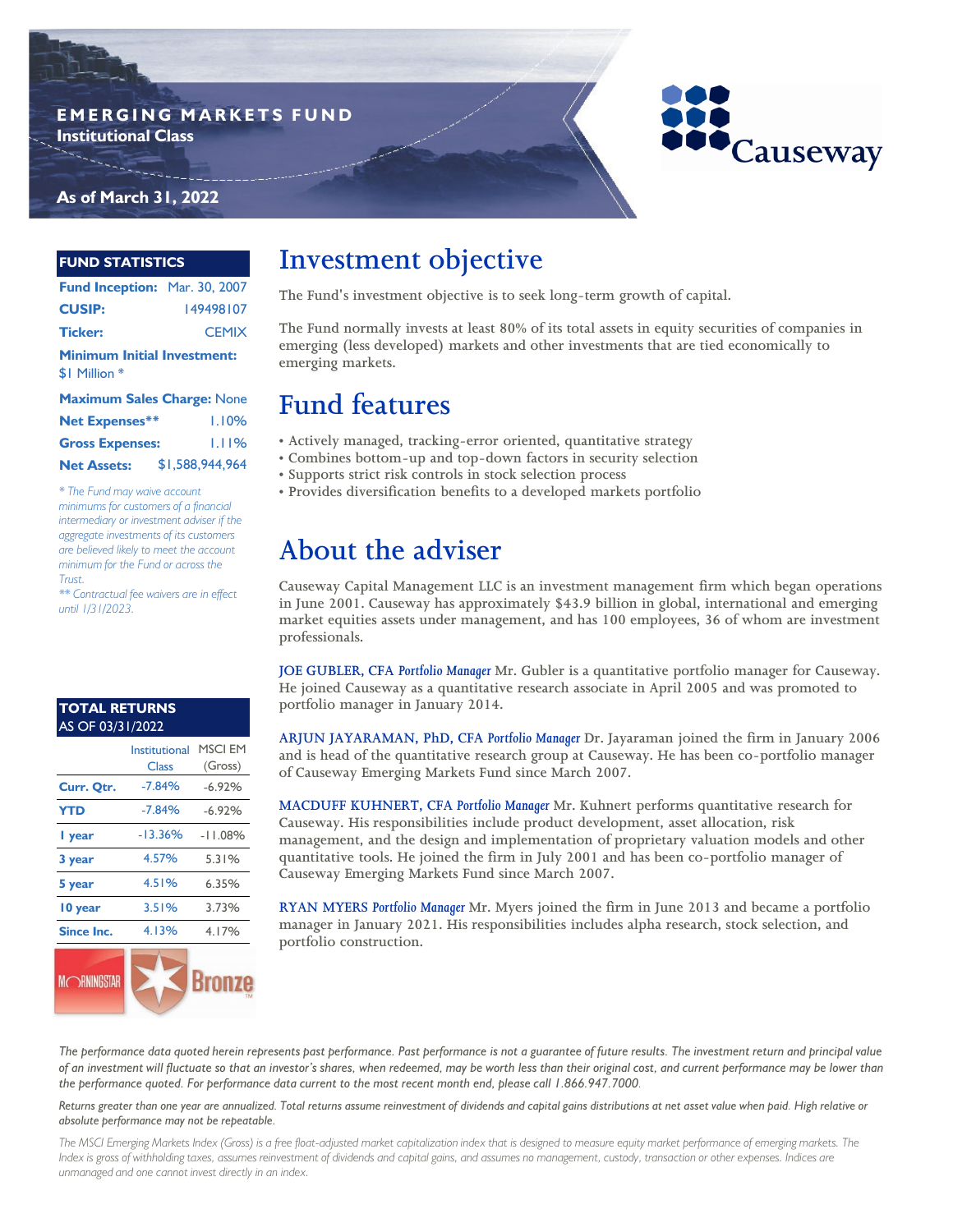# EMERGING MARKETS FUND

**Institutional Class**

**As of March 31, 2022**

Causeway

## FUND STATISTICS

| | |
|---|---|
| **Fund Inception:** | Mar. 30, 2007 |
| **CUSIP:** | 149498107 |
| **Ticker:** | CEMIX |
| **Minimum Initial Investment:** | $1 Million * |
| **Maximum Sales Charge:** | None |
| **Net Expenses**** | 1.10% |
| **Gross Expenses:** | 1.11% |
| **Net Assets:** | $1,588,944,964 |

*\* The Fund may waive account minimums for customers of a financial intermediary or investment adviser if the aggregate investments of its customers are believed likely to meet the account minimum for the Fund or across the Trust.*

*\*\* Contractual fee waivers are in effect until 1/31/2023.*

## TOTAL RETURNS
AS OF 03/31/2022

| | Institutional Class | MSCI EM (Gross) |
|---|---|---|
| **Curr. Qtr.** | -7.84% | -6.92% |
| **YTD** | -7.84% | -6.92% |
| **1 year** | -13.36% | -11.08% |
| **3 year** | 4.57% | 5.31% |
| **5 year** | 4.51% | 6.35% |
| **10 year** | 3.51% | 3.73% |
| **Since Inc.** | 4.13% | 4.17% |

MORNINGSTAR Bronze

# Investment objective

The Fund's investment objective is to seek long-term growth of capital.

The Fund normally invests at least 80% of its total assets in equity securities of companies in emerging (less developed) markets and other investments that are tied economically to emerging markets.

# Fund features

- Actively managed, tracking-error oriented, quantitative strategy
- Combines bottom-up and top-down factors in security selection
- Supports strict risk controls in stock selection process
- Provides diversification benefits to a developed markets portfolio

# About the adviser

Causeway Capital Management LLC is an investment management firm which began operations in June 2001. Causeway has approximately $43.9 billion in global, international and emerging market equities assets under management, and has 100 employees, 36 of whom are investment professionals.

**JOE GUBLER, CFA** *Portfolio Manager* Mr. Gubler is a quantitative portfolio manager for Causeway. He joined Causeway as a quantitative research associate in April 2005 and was promoted to portfolio manager in January 2014.

**ARJUN JAYARAMAN, PhD, CFA** *Portfolio Manager* Dr. Jayaraman joined the firm in January 2006 and is head of the quantitative research group at Causeway. He has been co-portfolio manager of Causeway Emerging Markets Fund since March 2007.

**MACDUFF KUHNERT, CFA** *Portfolio Manager* Mr. Kuhnert performs quantitative research for Causeway. His responsibilities include product development, asset allocation, risk management, and the design and implementation of proprietary valuation models and other quantitative tools. He joined the firm in July 2001 and has been co-portfolio manager of Causeway Emerging Markets Fund since March 2007.

**RYAN MYERS** *Portfolio Manager* Mr. Myers joined the firm in June 2013 and became a portfolio manager in January 2021. His responsibilities includes alpha research, stock selection, and portfolio construction.

*The performance data quoted herein represents past performance. Past performance is not a guarantee of future results. The investment return and principal value of an investment will fluctuate so that an investor's shares, when redeemed, may be worth less than their original cost, and current performance may be lower than the performance quoted. For performance data current to the most recent month end, please call 1.866.947.7000.*

*Returns greater than one year are annualized. Total returns assume reinvestment of dividends and capital gains distributions at net asset value when paid. High relative or absolute performance may not be repeatable.*

*The MSCI Emerging Markets Index (Gross) is a free float-adjusted market capitalization index that is designed to measure equity market performance of emerging markets. The Index is gross of withholding taxes, assumes reinvestment of dividends and capital gains, and assumes no management, custody, transaction or other expenses. Indices are unmanaged and one cannot invest directly in an index.*